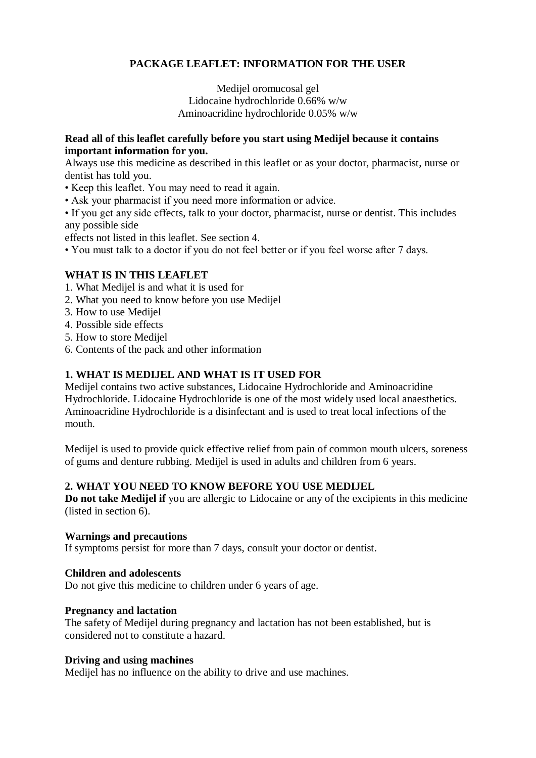# PACKAGE LEAFLET: INFORMATION FOR THE USER

Medijel oromucosal gel
Lidocaine hydrochloride 0.66% w/w
Aminoacridine hydrochloride 0.05% w/w

**Read all of this leaflet carefully before you start using Medijel because it contains important information for you.**

Always use this medicine as described in this leaflet or as your doctor, pharmacist, nurse or dentist has told you.

- Keep this leaflet. You may need to read it again.
- Ask your pharmacist if you need more information or advice.
- If you get any side effects, talk to your doctor, pharmacist, nurse or dentist. This includes any possible side effects not listed in this leaflet. See section 4.
- You must talk to a doctor if you do not feel better or if you feel worse after 7 days.

## WHAT IS IN THIS LEAFLET

1. What Medijel is and what it is used for
2. What you need to know before you use Medijel
3. How to use Medijel
4. Possible side effects
5. How to store Medijel
6. Contents of the pack and other information

## 1. WHAT IS MEDIJEL AND WHAT IS IT USED FOR

Medijel contains two active substances, Lidocaine Hydrochloride and Aminoacridine Hydrochloride. Lidocaine Hydrochloride is one of the most widely used local anaesthetics. Aminoacridine Hydrochloride is a disinfectant and is used to treat local infections of the mouth.

Medijel is used to provide quick effective relief from pain of common mouth ulcers, soreness of gums and denture rubbing. Medijel is used in adults and children from 6 years.

## 2. WHAT YOU NEED TO KNOW BEFORE YOU USE MEDIJEL

**Do not take Medijel if** you are allergic to Lidocaine or any of the excipients in this medicine (listed in section 6).

**Warnings and precautions**

If symptoms persist for more than 7 days, consult your doctor or dentist.

**Children and adolescents**

Do not give this medicine to children under 6 years of age.

**Pregnancy and lactation**

The safety of Medijel during pregnancy and lactation has not been established, but is considered not to constitute a hazard.

**Driving and using machines**

Medijel has no influence on the ability to drive and use machines.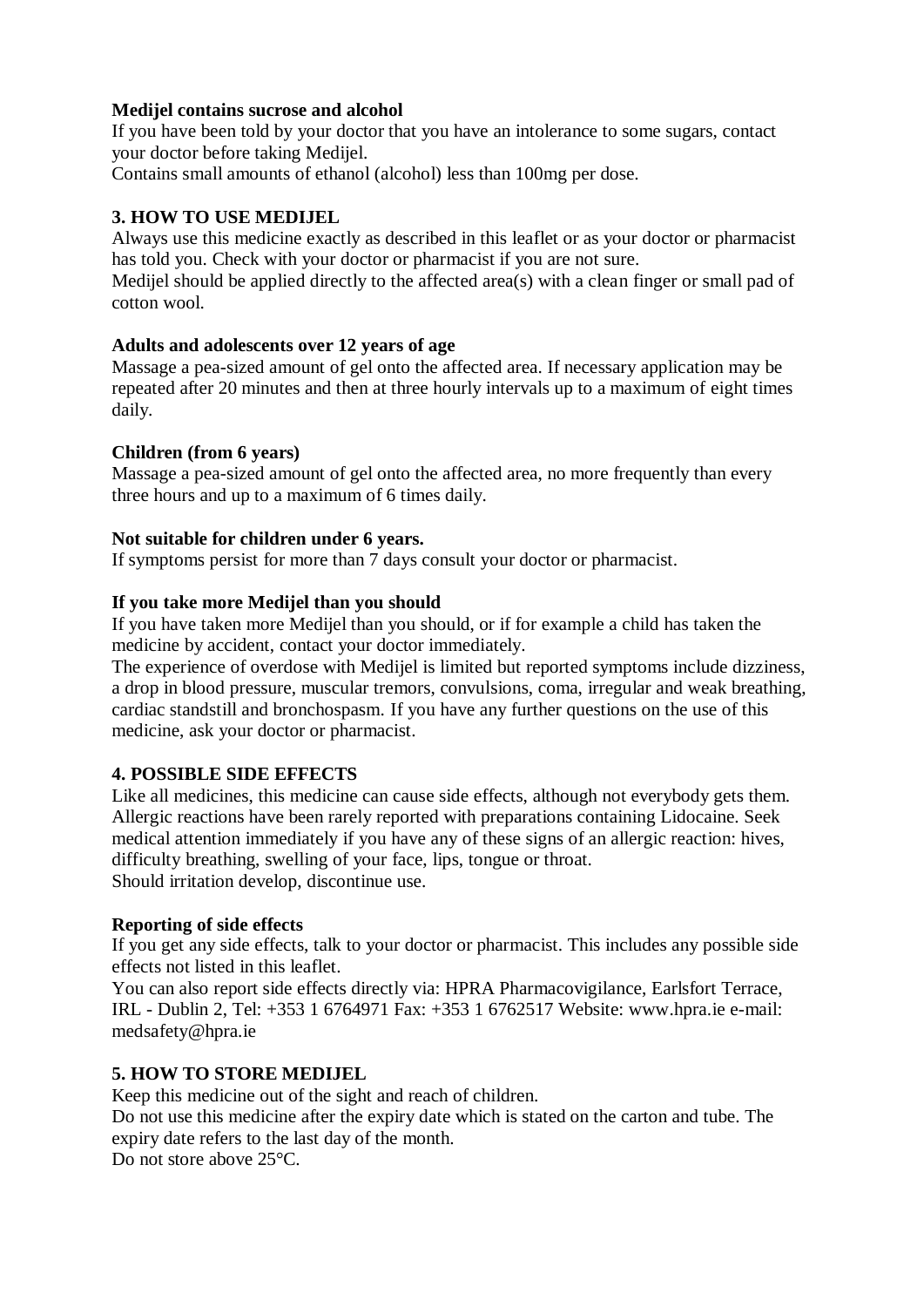**Medijel contains sucrose and alcohol**

If you have been told by your doctor that you have an intolerance to some sugars, contact your doctor before taking Medijel.

Contains small amounts of ethanol (alcohol) less than 100mg per dose.

## 3. HOW TO USE MEDIJEL

Always use this medicine exactly as described in this leaflet or as your doctor or pharmacist has told you. Check with your doctor or pharmacist if you are not sure.

Medijel should be applied directly to the affected area(s) with a clean finger or small pad of cotton wool.

**Adults and adolescents over 12 years of age**

Massage a pea-sized amount of gel onto the affected area. If necessary application may be repeated after 20 minutes and then at three hourly intervals up to a maximum of eight times daily.

**Children (from 6 years)**

Massage a pea-sized amount of gel onto the affected area, no more frequently than every three hours and up to a maximum of 6 times daily.

**Not suitable for children under 6 years.**

If symptoms persist for more than 7 days consult your doctor or pharmacist.

**If you take more Medijel than you should**

If you have taken more Medijel than you should, or if for example a child has taken the medicine by accident, contact your doctor immediately.

The experience of overdose with Medijel is limited but reported symptoms include dizziness, a drop in blood pressure, muscular tremors, convulsions, coma, irregular and weak breathing, cardiac standstill and bronchospasm. If you have any further questions on the use of this medicine, ask your doctor or pharmacist.

## 4. POSSIBLE SIDE EFFECTS

Like all medicines, this medicine can cause side effects, although not everybody gets them. Allergic reactions have been rarely reported with preparations containing Lidocaine. Seek medical attention immediately if you have any of these signs of an allergic reaction: hives, difficulty breathing, swelling of your face, lips, tongue or throat.

Should irritation develop, discontinue use.

**Reporting of side effects**

If you get any side effects, talk to your doctor or pharmacist. This includes any possible side effects not listed in this leaflet.

You can also report side effects directly via: HPRA Pharmacovigilance, Earlsfort Terrace, IRL - Dublin 2, Tel: +353 1 6764971 Fax: +353 1 6762517 Website: www.hpra.ie e-mail: medsafety@hpra.ie

## 5. HOW TO STORE MEDIJEL

Keep this medicine out of the sight and reach of children.

Do not use this medicine after the expiry date which is stated on the carton and tube. The expiry date refers to the last day of the month.

Do not store above 25°C.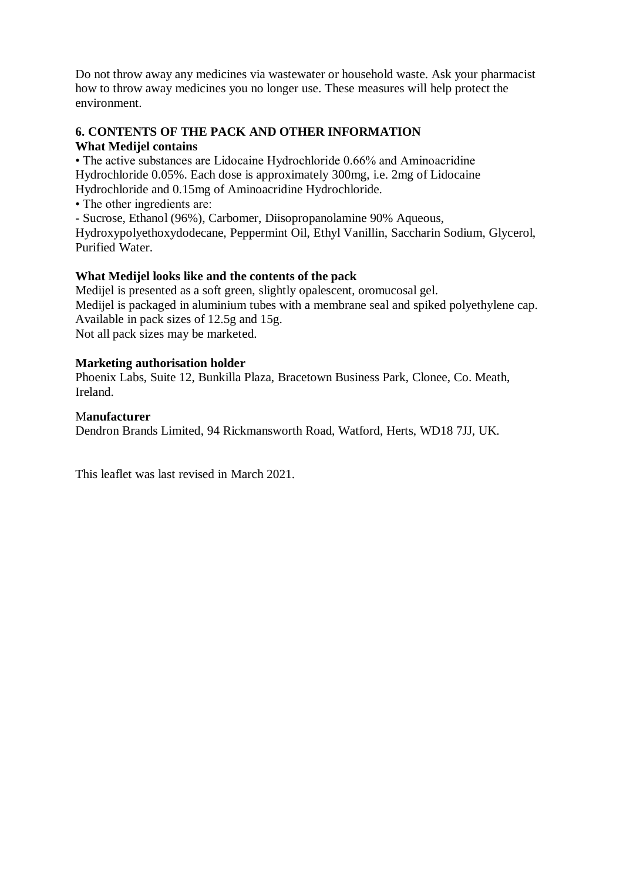Do not throw away any medicines via wastewater or household waste. Ask your pharmacist how to throw away medicines you no longer use. These measures will help protect the environment.

## 6. CONTENTS OF THE PACK AND OTHER INFORMATION

**What Medijel contains**

- The active substances are Lidocaine Hydrochloride 0.66% and Aminoacridine Hydrochloride 0.05%. Each dose is approximately 300mg, i.e. 2mg of Lidocaine Hydrochloride and 0.15mg of Aminoacridine Hydrochloride.
- The other ingredients are:
  - Sucrose, Ethanol (96%), Carbomer, Diisopropanolamine 90% Aqueous, Hydroxypolyethoxydodecane, Peppermint Oil, Ethyl Vanillin, Saccharin Sodium, Glycerol, Purified Water.

**What Medijel looks like and the contents of the pack**

Medijel is presented as a soft green, slightly opalescent, oromucosal gel.
Medijel is packaged in aluminium tubes with a membrane seal and spiked polyethylene cap.
Available in pack sizes of 12.5g and 15g.
Not all pack sizes may be marketed.

**Marketing authorisation holder**

Phoenix Labs, Suite 12, Bunkilla Plaza, Bracetown Business Park, Clonee, Co. Meath, Ireland.

**Manufacturer**

Dendron Brands Limited, 94 Rickmansworth Road, Watford, Herts, WD18 7JJ, UK.

This leaflet was last revised in March 2021.